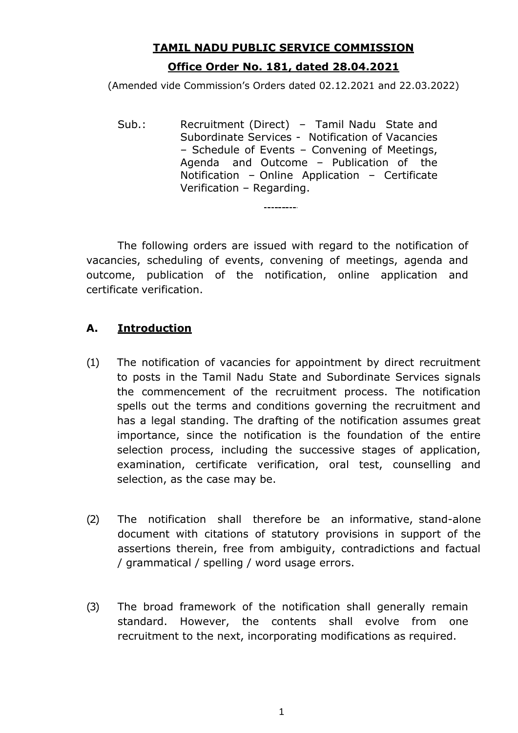# TAMIL NADU PUBLIC SERVICE COMMISSION

## Office Order No. 181, dated 28.04.2021

(Amended vide Commission's Orders dated 02.12.2021 and 22.03.2022)

Sub.: Recruitment (Direct) – Tamil Nadu State and Subordinate Services - Notification of Vacancies – Schedule of Events – Convening of Meetings, Agenda and Outcome – Publication of the Notification – Online Application – Certificate Verification – Regarding.

---------

The following orders are issued with regard to the notification of vacancies, scheduling of events, convening of meetings, agenda and outcome, publication of the notification, online application and certificate verification.

## A. Introduction

(1) The notification of vacancies for appointment by direct recruitment to posts in the Tamil Nadu State and Subordinate Services signals the commencement of the recruitment process. The notification spells out the terms and conditions governing the recruitment and has a legal standing. The drafting of the notification assumes great importance, since the notification is the foundation of the entire selection process, including the successive stages of application, examination, certificate verification, oral test, counselling and selection, as the case may be.

(2) The notification shall therefore be an informative, stand-alone document with citations of statutory provisions in support of the assertions therein, free from ambiguity, contradictions and factual / grammatical / spelling / word usage errors.

(3) The broad framework of the notification shall generally remain standard. However, the contents shall evolve from one recruitment to the next, incorporating modifications as required.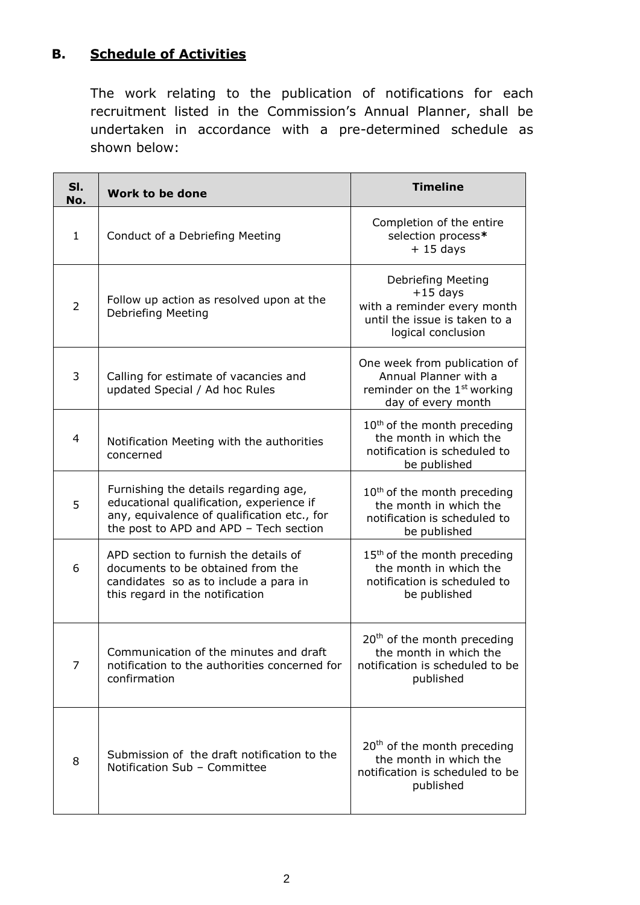## B. <u>Schedule of Activities</u>

The work relating to the publication of notifications for each recruitment listed in the Commission's Annual Planner, shall be undertaken in accordance with a pre-determined schedule as shown below:

| Sl. No. | Work to be done | Timeline |
|---|---|---|
| 1 | Conduct of a Debriefing Meeting | Completion of the entire selection process**\*** + 15 days |
| 2 | Follow up action as resolved upon at the Debriefing Meeting | Debriefing Meeting +15 days with a reminder every month until the issue is taken to a logical conclusion |
| 3 | Calling for estimate of vacancies and updated Special / Ad hoc Rules | One week from publication of Annual Planner with a reminder on the 1st working day of every month |
| 4 | Notification Meeting with the authorities concerned | 10th of the month preceding the month in which the notification is scheduled to be published |
| 5 | Furnishing the details regarding age, educational qualification, experience if any, equivalence of qualification etc., for the post to APD and APD – Tech section | 10th of the month preceding the month in which the notification is scheduled to be published |
| 6 | APD section to furnish the details of documents to be obtained from the candidates so as to include a para in this regard in the notification | 15th of the month preceding the month in which the notification is scheduled to be published |
| 7 | Communication of the minutes and draft notification to the authorities concerned for confirmation | 20th of the month preceding the month in which the notification is scheduled to be published |
| 8 | Submission of the draft notification to the Notification Sub – Committee | 20th of the month preceding the month in which the notification is scheduled to be published |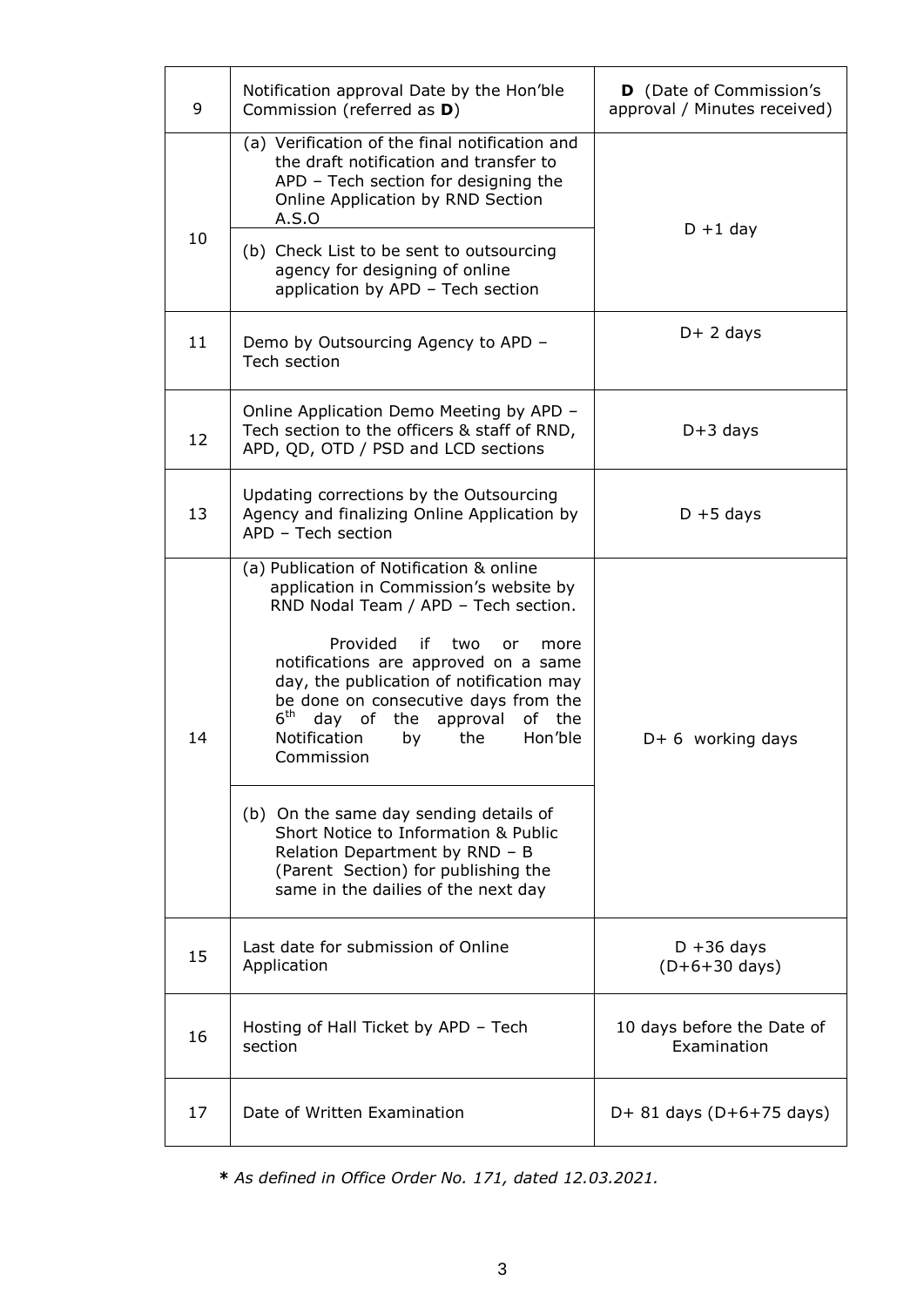| 9 | Notification approval Date by the Hon'ble Commission (referred as **D**) | **D** (Date of Commission's approval / Minutes received) |
|---|---|---|
| 10 | (a) Verification of the final notification and the draft notification and transfer to APD – Tech section for designing the Online Application by RND Section A.S.O | D +1 day |
| | (b) Check List to be sent to outsourcing agency for designing of online application by APD – Tech section | |
| 11 | Demo by Outsourcing Agency to APD – Tech section | D+ 2 days |
| 12 | Online Application Demo Meeting by APD – Tech section to the officers & staff of RND, APD, QD, OTD / PSD and LCD sections | D+3 days |
| 13 | Updating corrections by the Outsourcing Agency and finalizing Online Application by APD – Tech section | D +5 days |
| 14 | (a) Publication of Notification & online application in Commission's website by RND Nodal Team / APD – Tech section. Provided if two or more notifications are approved on a same day, the publication of notification may be done on consecutive days from the 6th day of the approval of the Notification by the Hon'ble Commission | D+ 6 working days |
| | (b) On the same day sending details of Short Notice to Information & Public Relation Department by RND – B (Parent Section) for publishing the same in the dailies of the next day | |
| 15 | Last date for submission of Online Application | D +36 days (D+6+30 days) |
| 16 | Hosting of Hall Ticket by APD – Tech section | 10 days before the Date of Examination |
| 17 | Date of Written Examination | D+ 81 days (D+6+75 days) |

**\*** *As defined in Office Order No. 171, dated 12.03.2021.*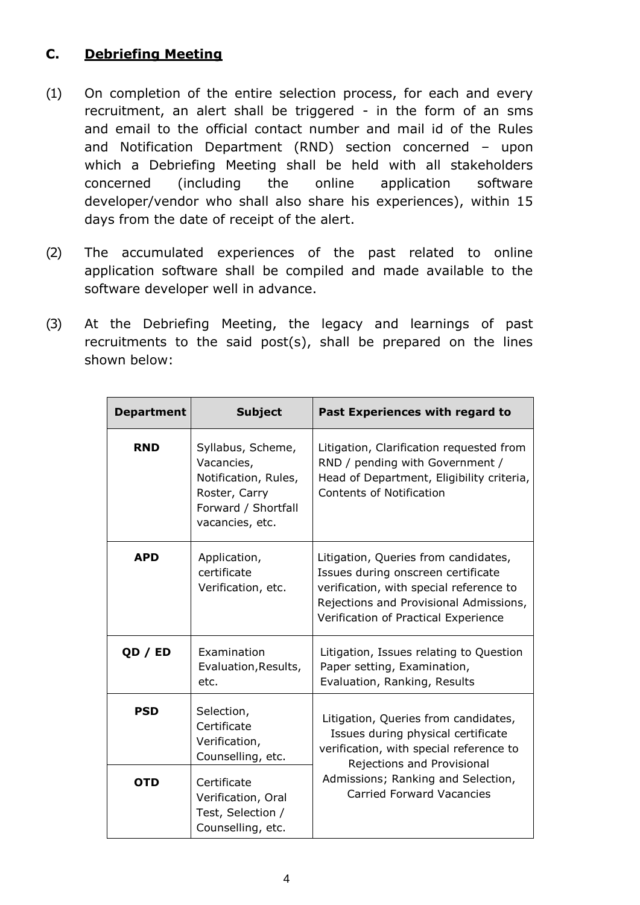## C. Debriefing Meeting

(1) On completion of the entire selection process, for each and every recruitment, an alert shall be triggered - in the form of an sms and email to the official contact number and mail id of the Rules and Notification Department (RND) section concerned – upon which a Debriefing Meeting shall be held with all stakeholders concerned (including the online application software developer/vendor who shall also share his experiences), within 15 days from the date of receipt of the alert.

(2) The accumulated experiences of the past related to online application software shall be compiled and made available to the software developer well in advance.

(3) At the Debriefing Meeting, the legacy and learnings of past recruitments to the said post(s), shall be prepared on the lines shown below:

| Department | Subject | Past Experiences with regard to |
|---|---|---|
| **RND** | Syllabus, Scheme, Vacancies, Notification, Rules, Roster, Carry Forward / Shortfall vacancies, etc. | Litigation, Clarification requested from RND / pending with Government / Head of Department, Eligibility criteria, Contents of Notification |
| **APD** | Application, certificate Verification, etc. | Litigation, Queries from candidates, Issues during onscreen certificate verification, with special reference to Rejections and Provisional Admissions, Verification of Practical Experience |
| **QD / ED** | Examination Evaluation,Results, etc. | Litigation, Issues relating to Question Paper setting, Examination, Evaluation, Ranking, Results |
| **PSD** | Selection, Certificate Verification, Counselling, etc. | Litigation, Queries from candidates, Issues during physical certificate verification, with special reference to Rejections and Provisional Admissions; Ranking and Selection, Carried Forward Vacancies |
| **OTD** | Certificate Verification, Oral Test, Selection / Counselling, etc. | |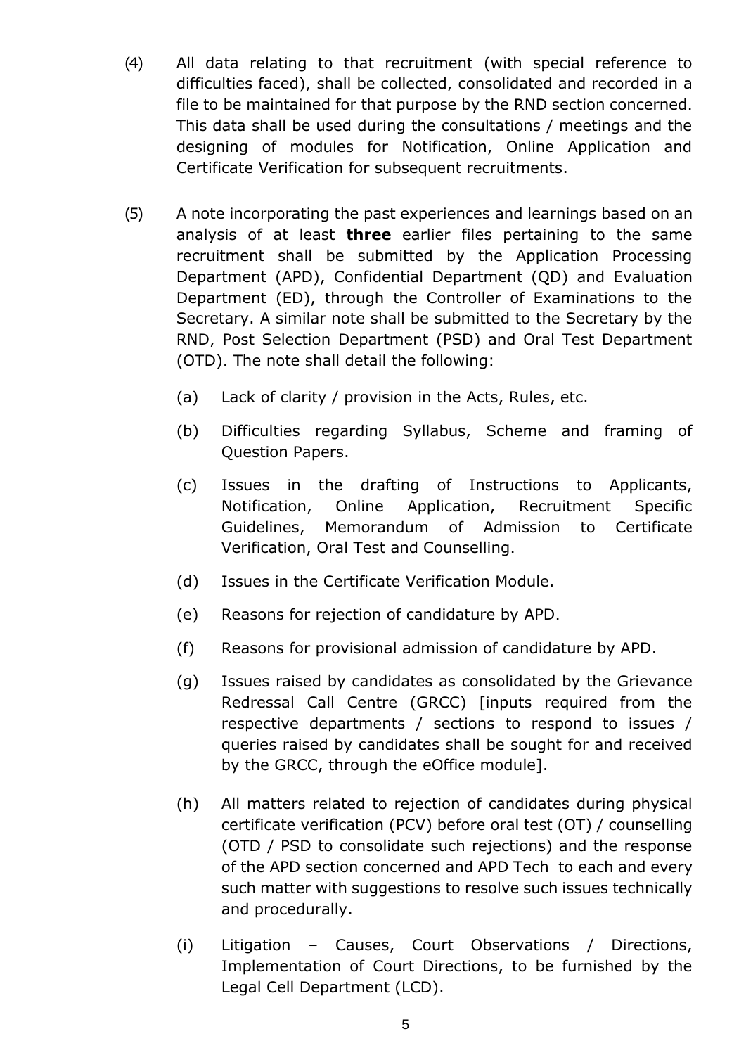(4) All data relating to that recruitment (with special reference to difficulties faced), shall be collected, consolidated and recorded in a file to be maintained for that purpose by the RND section concerned. This data shall be used during the consultations / meetings and the designing of modules for Notification, Online Application and Certificate Verification for subsequent recruitments.

(5) A note incorporating the past experiences and learnings based on an analysis of at least **three** earlier files pertaining to the same recruitment shall be submitted by the Application Processing Department (APD), Confidential Department (QD) and Evaluation Department (ED), through the Controller of Examinations to the Secretary. A similar note shall be submitted to the Secretary by the RND, Post Selection Department (PSD) and Oral Test Department (OTD). The note shall detail the following:

  (a) Lack of clarity / provision in the Acts, Rules, etc.

  (b) Difficulties regarding Syllabus, Scheme and framing of Question Papers.

  (c) Issues in the drafting of Instructions to Applicants, Notification, Online Application, Recruitment Specific Guidelines, Memorandum of Admission to Certificate Verification, Oral Test and Counselling.

  (d) Issues in the Certificate Verification Module.

  (e) Reasons for rejection of candidature by APD.

  (f) Reasons for provisional admission of candidature by APD.

  (g) Issues raised by candidates as consolidated by the Grievance Redressal Call Centre (GRCC) [inputs required from the respective departments / sections to respond to issues / queries raised by candidates shall be sought for and received by the GRCC, through the eOffice module].

  (h) All matters related to rejection of candidates during physical certificate verification (PCV) before oral test (OT) / counselling (OTD / PSD to consolidate such rejections) and the response of the APD section concerned and APD Tech to each and every such matter with suggestions to resolve such issues technically and procedurally.

  (i) Litigation – Causes, Court Observations / Directions, Implementation of Court Directions, to be furnished by the Legal Cell Department (LCD).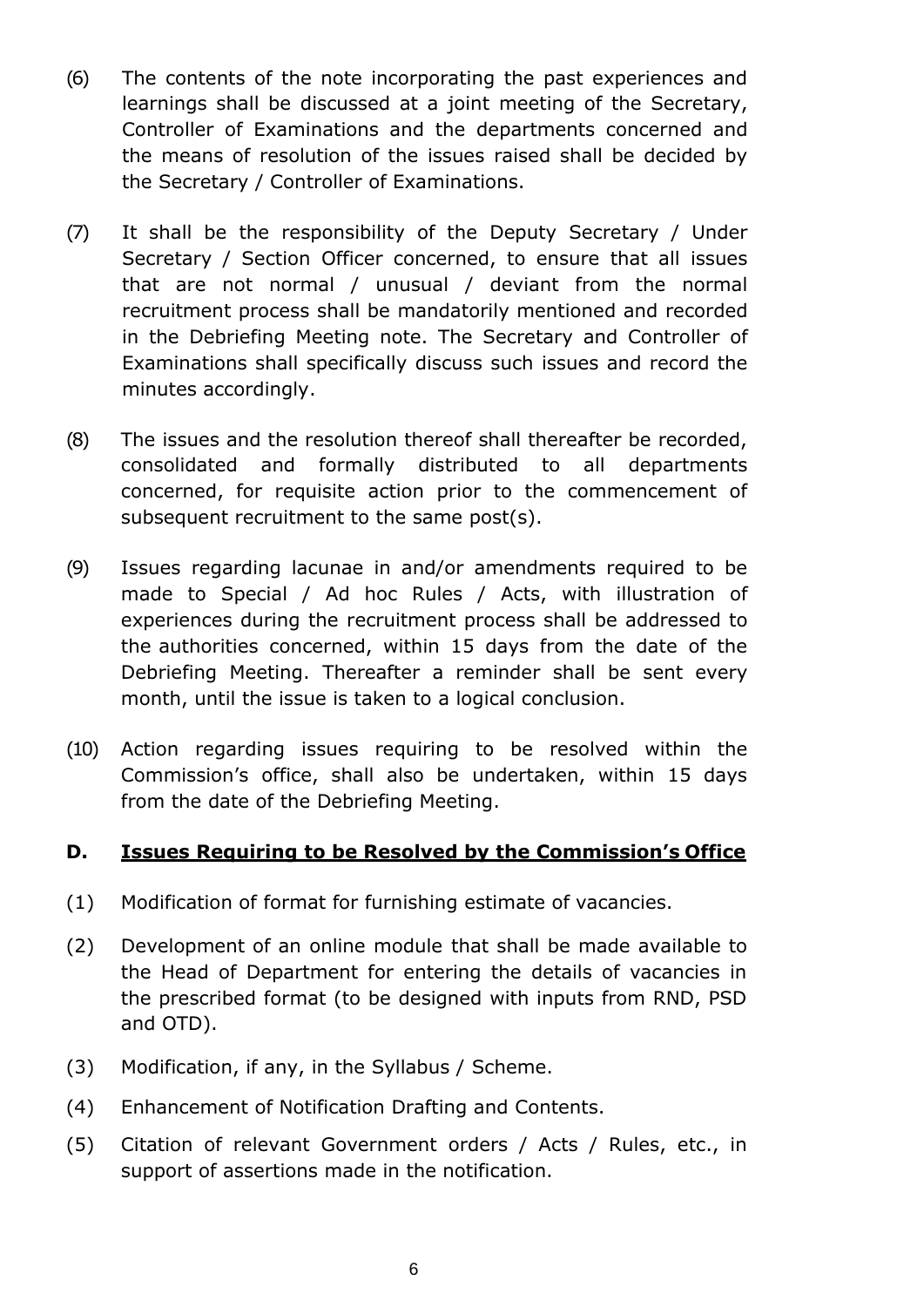(6) The contents of the note incorporating the past experiences and learnings shall be discussed at a joint meeting of the Secretary, Controller of Examinations and the departments concerned and the means of resolution of the issues raised shall be decided by the Secretary / Controller of Examinations.

(7) It shall be the responsibility of the Deputy Secretary / Under Secretary / Section Officer concerned, to ensure that all issues that are not normal / unusual / deviant from the normal recruitment process shall be mandatorily mentioned and recorded in the Debriefing Meeting note. The Secretary and Controller of Examinations shall specifically discuss such issues and record the minutes accordingly.

(8) The issues and the resolution thereof shall thereafter be recorded, consolidated and formally distributed to all departments concerned, for requisite action prior to the commencement of subsequent recruitment to the same post(s).

(9) Issues regarding lacunae in and/or amendments required to be made to Special / Ad hoc Rules / Acts, with illustration of experiences during the recruitment process shall be addressed to the authorities concerned, within 15 days from the date of the Debriefing Meeting. Thereafter a reminder shall be sent every month, until the issue is taken to a logical conclusion.

(10) Action regarding issues requiring to be resolved within the Commission's office, shall also be undertaken, within 15 days from the date of the Debriefing Meeting.

## D. <u>Issues Requiring to be Resolved by the Commission's Office</u>

(1) Modification of format for furnishing estimate of vacancies.

(2) Development of an online module that shall be made available to the Head of Department for entering the details of vacancies in the prescribed format (to be designed with inputs from RND, PSD and OTD).

(3) Modification, if any, in the Syllabus / Scheme.

(4) Enhancement of Notification Drafting and Contents.

(5) Citation of relevant Government orders / Acts / Rules, etc., in support of assertions made in the notification.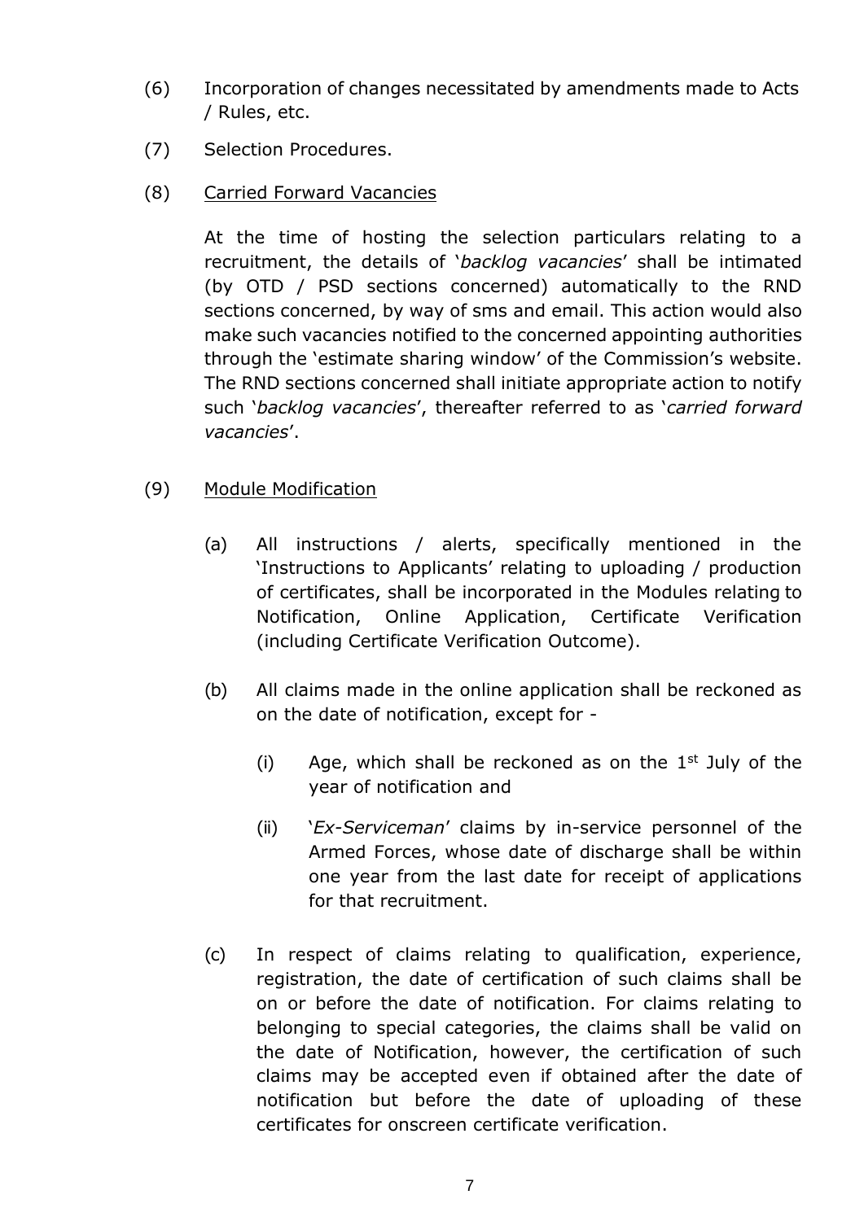(6) Incorporation of changes necessitated by amendments made to Acts / Rules, etc.

(7) Selection Procedures.

(8) <u>Carried Forward Vacancies</u>

At the time of hosting the selection particulars relating to a recruitment, the details of '*backlog vacancies*' shall be intimated (by OTD / PSD sections concerned) automatically to the RND sections concerned, by way of sms and email. This action would also make such vacancies notified to the concerned appointing authorities through the 'estimate sharing window' of the Commission's website. The RND sections concerned shall initiate appropriate action to notify such '*backlog vacancies*', thereafter referred to as '*carried forward vacancies*'.

(9) <u>Module Modification</u>

(a) All instructions / alerts, specifically mentioned in the 'Instructions to Applicants' relating to uploading / production of certificates, shall be incorporated in the Modules relating to Notification, Online Application, Certificate Verification (including Certificate Verification Outcome).

(b) All claims made in the online application shall be reckoned as on the date of notification, except for -

(i) Age, which shall be reckoned as on the 1st July of the year of notification and

(ii) '*Ex-Serviceman*' claims by in-service personnel of the Armed Forces, whose date of discharge shall be within one year from the last date for receipt of applications for that recruitment.

(c) In respect of claims relating to qualification, experience, registration, the date of certification of such claims shall be on or before the date of notification. For claims relating to belonging to special categories, the claims shall be valid on the date of Notification, however, the certification of such claims may be accepted even if obtained after the date of notification but before the date of uploading of these certificates for onscreen certificate verification.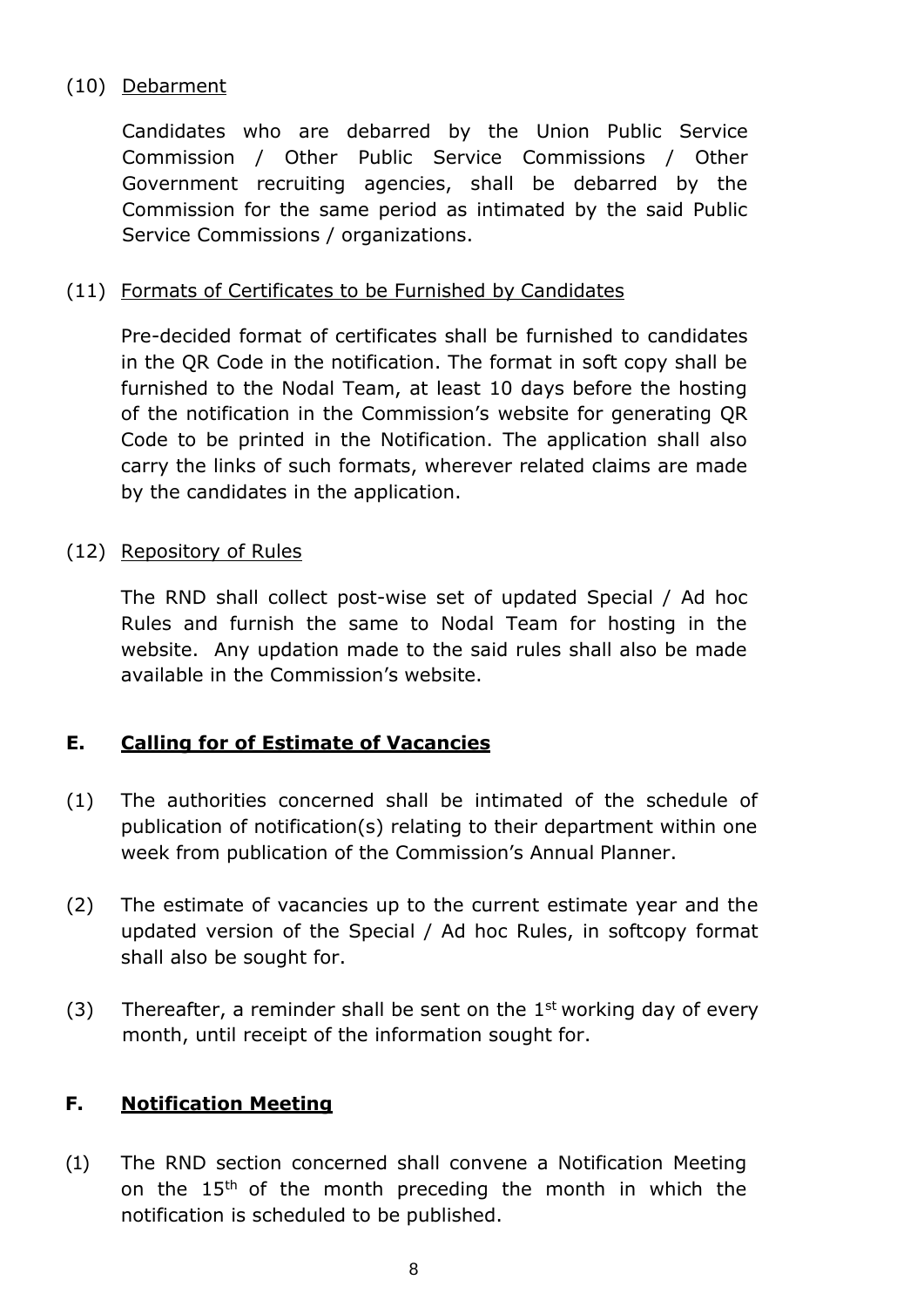(10) <u>Debarment</u>

Candidates who are debarred by the Union Public Service Commission / Other Public Service Commissions / Other Government recruiting agencies, shall be debarred by the Commission for the same period as intimated by the said Public Service Commissions / organizations.

(11) <u>Formats of Certificates to be Furnished by Candidates</u>

Pre-decided format of certificates shall be furnished to candidates in the QR Code in the notification. The format in soft copy shall be furnished to the Nodal Team, at least 10 days before the hosting of the notification in the Commission's website for generating QR Code to be printed in the Notification. The application shall also carry the links of such formats, wherever related claims are made by the candidates in the application.

(12) <u>Repository of Rules</u>

The RND shall collect post-wise set of updated Special / Ad hoc Rules and furnish the same to Nodal Team for hosting in the website. Any updation made to the said rules shall also be made available in the Commission's website.

## E. Calling for of Estimate of Vacancies

(1) The authorities concerned shall be intimated of the schedule of publication of notification(s) relating to their department within one week from publication of the Commission's Annual Planner.

(2) The estimate of vacancies up to the current estimate year and the updated version of the Special / Ad hoc Rules, in softcopy format shall also be sought for.

(3) Thereafter, a reminder shall be sent on the 1st working day of every month, until receipt of the information sought for.

## F. Notification Meeting

(1) The RND section concerned shall convene a Notification Meeting on the 15th of the month preceding the month in which the notification is scheduled to be published.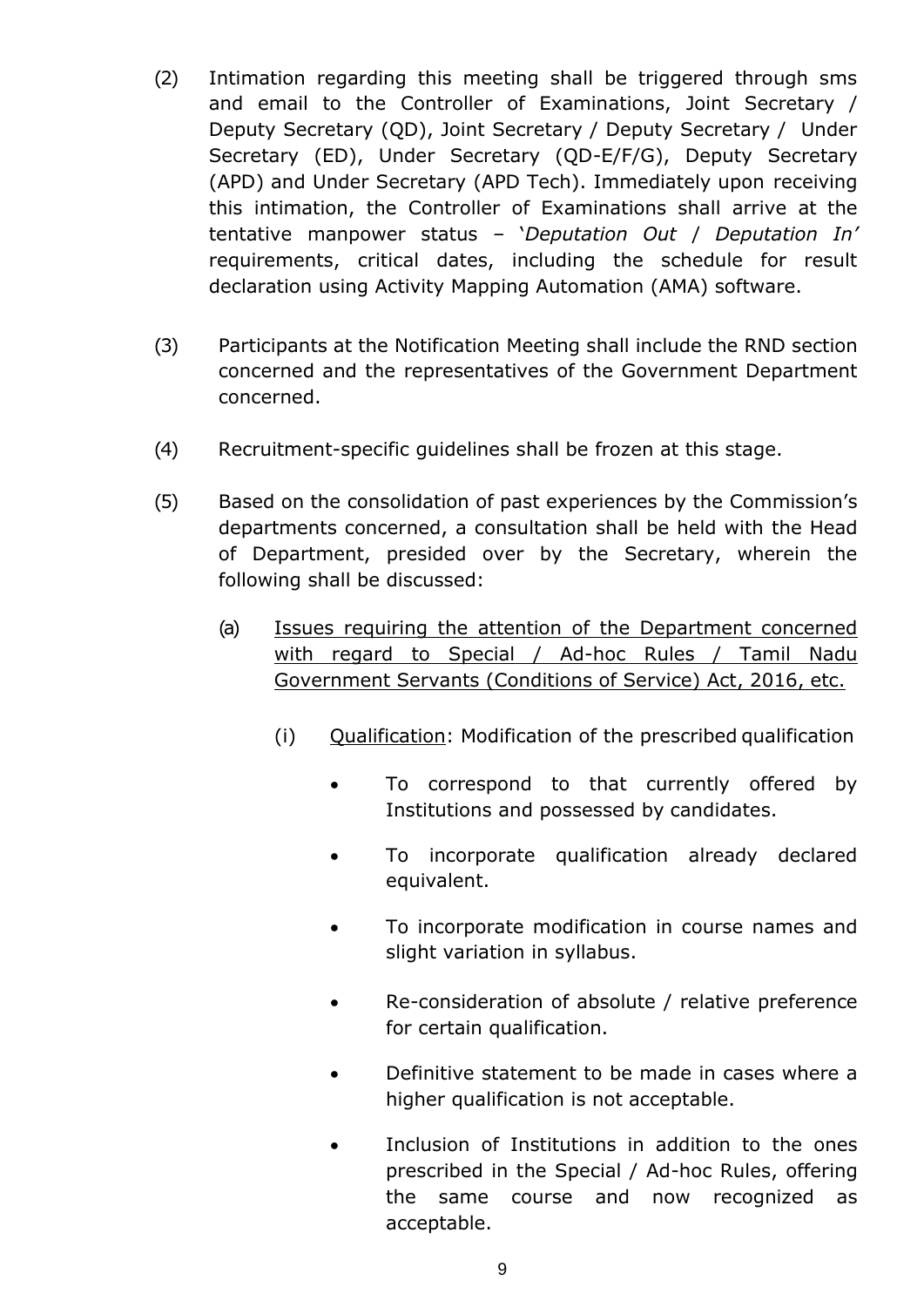(2) Intimation regarding this meeting shall be triggered through sms and email to the Controller of Examinations, Joint Secretary / Deputy Secretary (QD), Joint Secretary / Deputy Secretary / Under Secretary (ED), Under Secretary (QD-E/F/G), Deputy Secretary (APD) and Under Secretary (APD Tech). Immediately upon receiving this intimation, the Controller of Examinations shall arrive at the tentative manpower status – '*Deputation Out* / *Deputation In'* requirements, critical dates, including the schedule for result declaration using Activity Mapping Automation (AMA) software.

(3) Participants at the Notification Meeting shall include the RND section concerned and the representatives of the Government Department concerned.

(4) Recruitment-specific guidelines shall be frozen at this stage.

(5) Based on the consolidation of past experiences by the Commission's departments concerned, a consultation shall be held with the Head of Department, presided over by the Secretary, wherein the following shall be discussed:

   (a) <u>Issues requiring the attention of the Department concerned with regard to Special / Ad-hoc Rules / Tamil Nadu Government Servants (Conditions of Service) Act, 2016, etc.</u>

      (i) <u>Qualification</u>: Modification of the prescribed qualification

      - To correspond to that currently offered by Institutions and possessed by candidates.
      - To incorporate qualification already declared equivalent.
      - To incorporate modification in course names and slight variation in syllabus.
      - Re-consideration of absolute / relative preference for certain qualification.
      - Definitive statement to be made in cases where a higher qualification is not acceptable.
      - Inclusion of Institutions in addition to the ones prescribed in the Special / Ad-hoc Rules, offering the same course and now recognized as acceptable.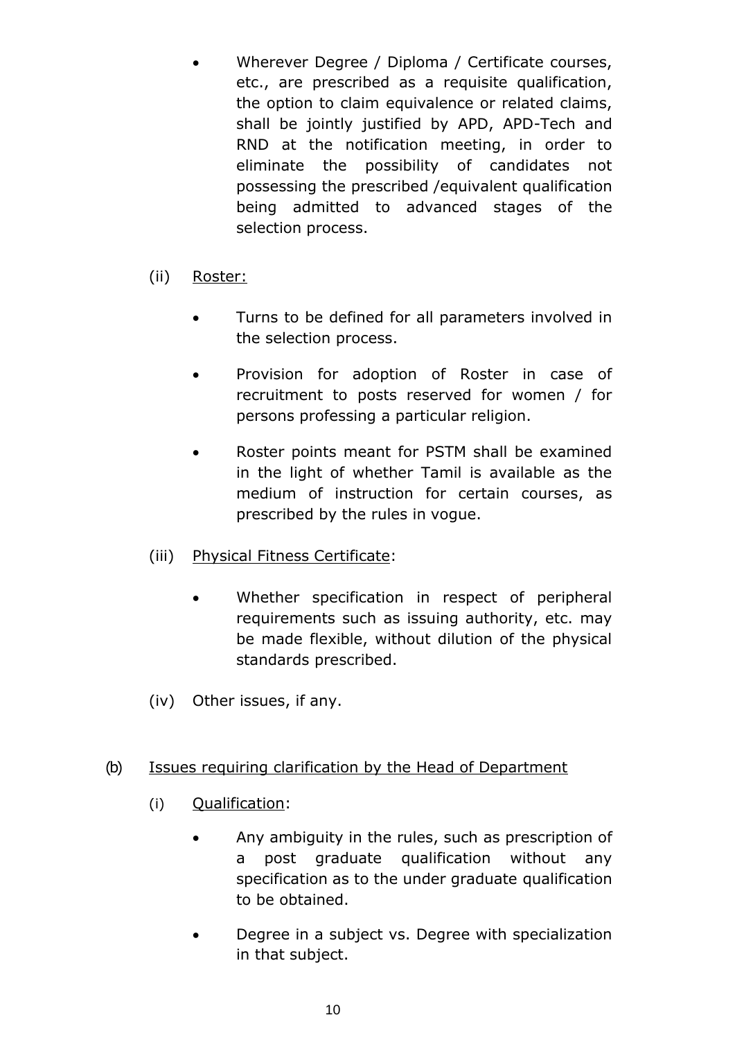- Wherever Degree / Diploma / Certificate courses, etc., are prescribed as a requisite qualification, the option to claim equivalence or related claims, shall be jointly justified by APD, APD-Tech and RND at the notification meeting, in order to eliminate the possibility of candidates not possessing the prescribed /equivalent qualification being admitted to advanced stages of the selection process.

(ii) <u>Roster:</u>

- Turns to be defined for all parameters involved in the selection process.
- Provision for adoption of Roster in case of recruitment to posts reserved for women / for persons professing a particular religion.
- Roster points meant for PSTM shall be examined in the light of whether Tamil is available as the medium of instruction for certain courses, as prescribed by the rules in vogue.

(iii) <u>Physical Fitness Certificate</u>:

- Whether specification in respect of peripheral requirements such as issuing authority, etc. may be made flexible, without dilution of the physical standards prescribed.

(iv) Other issues, if any.

(b) <u>Issues requiring clarification by the Head of Department</u>

(i) <u>Qualification</u>:

- Any ambiguity in the rules, such as prescription of a post graduate qualification without any specification as to the under graduate qualification to be obtained.
- Degree in a subject vs. Degree with specialization in that subject.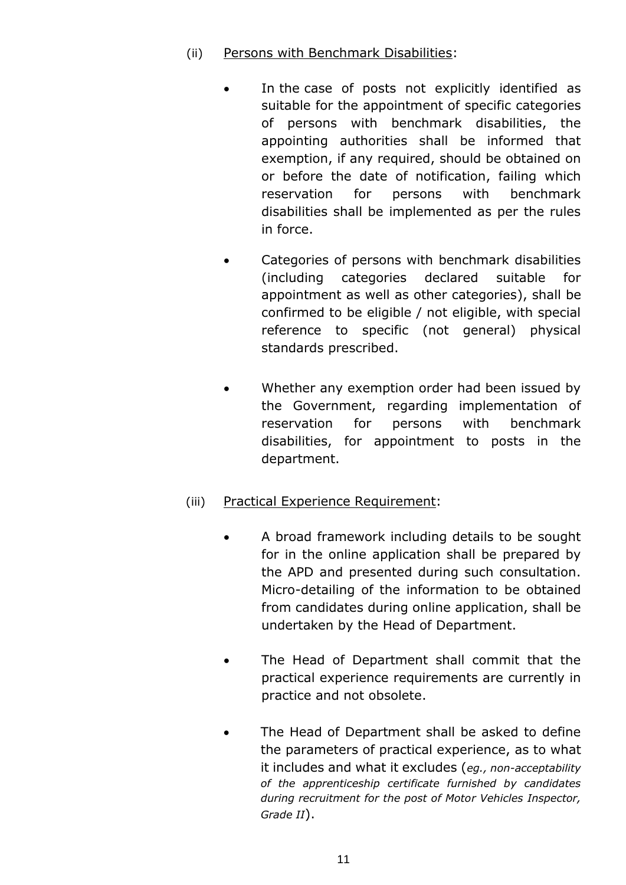(ii) <u>Persons with Benchmark Disabilities</u>:

- In the case of posts not explicitly identified as suitable for the appointment of specific categories of persons with benchmark disabilities, the appointing authorities shall be informed that exemption, if any required, should be obtained on or before the date of notification, failing which reservation for persons with benchmark disabilities shall be implemented as per the rules in force.

- Categories of persons with benchmark disabilities (including categories declared suitable for appointment as well as other categories), shall be confirmed to be eligible / not eligible, with special reference to specific (not general) physical standards prescribed.

- Whether any exemption order had been issued by the Government, regarding implementation of reservation for persons with benchmark disabilities, for appointment to posts in the department.

(iii) <u>Practical Experience Requirement</u>:

- A broad framework including details to be sought for in the online application shall be prepared by the APD and presented during such consultation. Micro-detailing of the information to be obtained from candidates during online application, shall be undertaken by the Head of Department.

- The Head of Department shall commit that the practical experience requirements are currently in practice and not obsolete.

- The Head of Department shall be asked to define the parameters of practical experience, as to what it includes and what it excludes (*eg., non-acceptability of the apprenticeship certificate furnished by candidates during recruitment for the post of Motor Vehicles Inspector, Grade II*).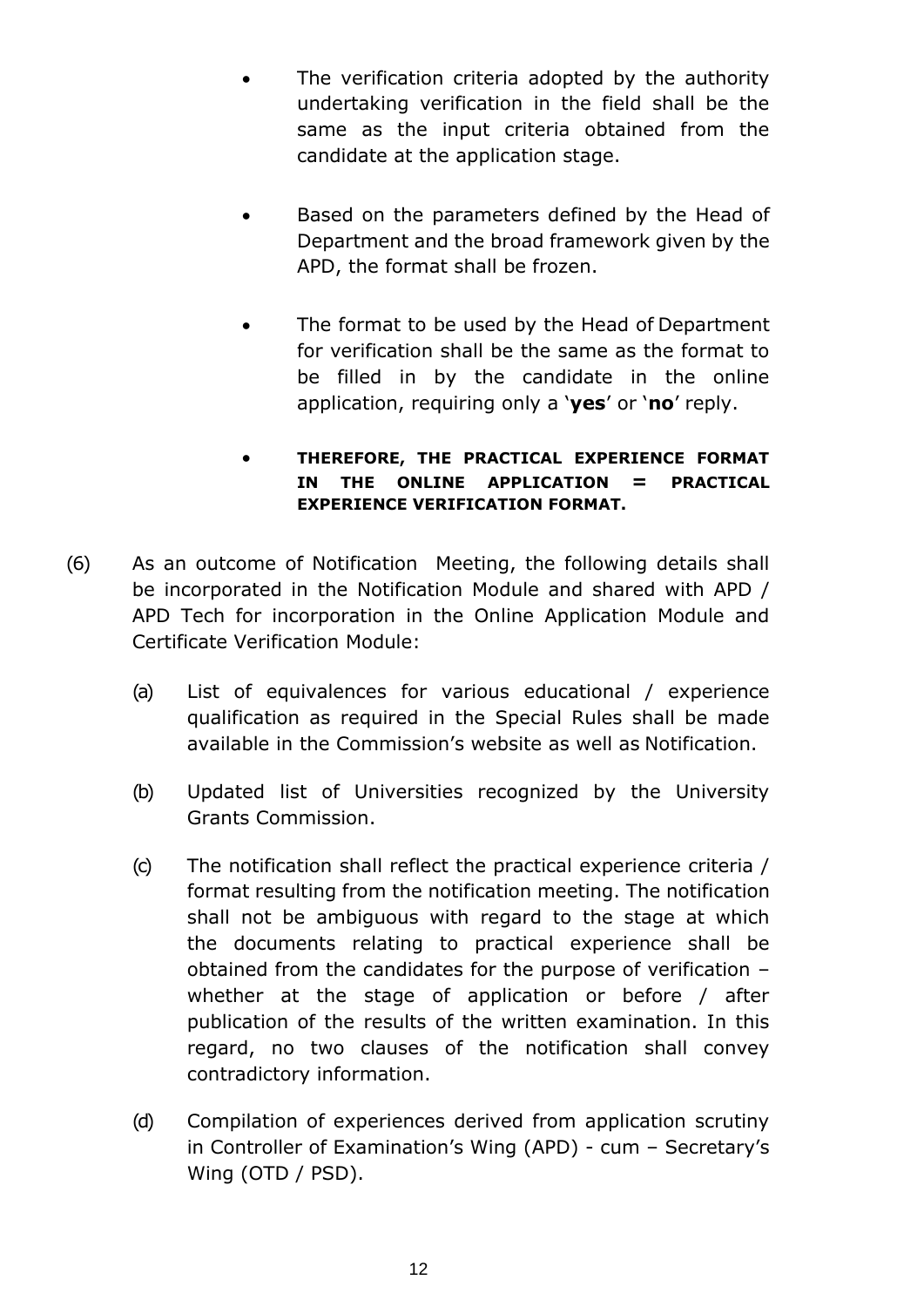- The verification criteria adopted by the authority undertaking verification in the field shall be the same as the input criteria obtained from the candidate at the application stage.

- Based on the parameters defined by the Head of Department and the broad framework given by the APD, the format shall be frozen.

- The format to be used by the Head of Department for verification shall be the same as the format to be filled in by the candidate in the online application, requiring only a '**yes**' or '**no**' reply.

- **THEREFORE, THE PRACTICAL EXPERIENCE FORMAT IN THE ONLINE APPLICATION = PRACTICAL EXPERIENCE VERIFICATION FORMAT.**

(6) As an outcome of Notification Meeting, the following details shall be incorporated in the Notification Module and shared with APD / APD Tech for incorporation in the Online Application Module and Certificate Verification Module:

(a) List of equivalences for various educational / experience qualification as required in the Special Rules shall be made available in the Commission's website as well as Notification.

(b) Updated list of Universities recognized by the University Grants Commission.

(c) The notification shall reflect the practical experience criteria / format resulting from the notification meeting. The notification shall not be ambiguous with regard to the stage at which the documents relating to practical experience shall be obtained from the candidates for the purpose of verification – whether at the stage of application or before / after publication of the results of the written examination. In this regard, no two clauses of the notification shall convey contradictory information.

(d) Compilation of experiences derived from application scrutiny in Controller of Examination's Wing (APD) - cum – Secretary's Wing (OTD / PSD).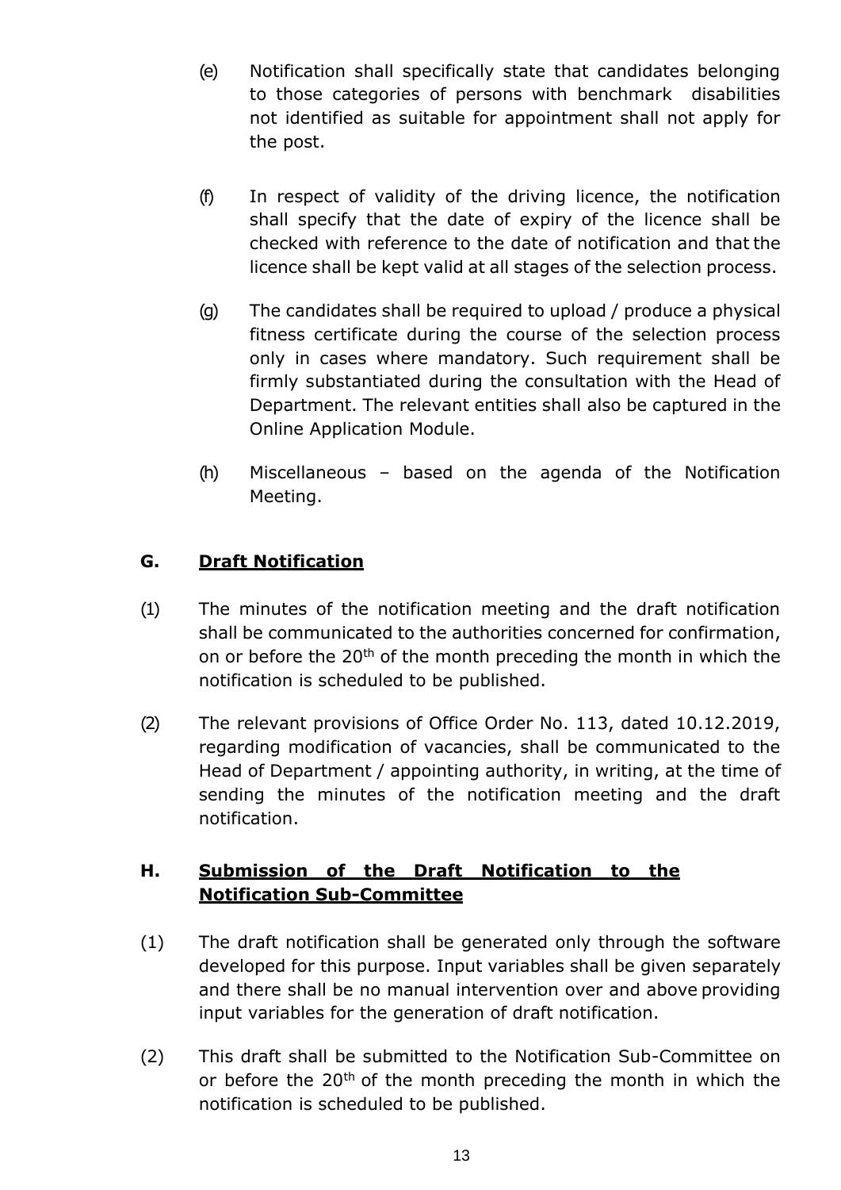(e) Notification shall specifically state that candidates belonging to those categories of persons with benchmark disabilities not identified as suitable for appointment shall not apply for the post.

(f) In respect of validity of the driving licence, the notification shall specify that the date of expiry of the licence shall be checked with reference to the date of notification and that the licence shall be kept valid at all stages of the selection process.

(g) The candidates shall be required to upload / produce a physical fitness certificate during the course of the selection process only in cases where mandatory. Such requirement shall be firmly substantiated during the consultation with the Head of Department. The relevant entities shall also be captured in the Online Application Module.

(h) Miscellaneous – based on the agenda of the Notification Meeting.

## G. <u>Draft Notification</u>

(1) The minutes of the notification meeting and the draft notification shall be communicated to the authorities concerned for confirmation, on or before the 20th of the month preceding the month in which the notification is scheduled to be published.

(2) The relevant provisions of Office Order No. 113, dated 10.12.2019, regarding modification of vacancies, shall be communicated to the Head of Department / appointing authority, in writing, at the time of sending the minutes of the notification meeting and the draft notification.

## H. <u>Submission of the Draft Notification to the Notification Sub-Committee</u>

(1) The draft notification shall be generated only through the software developed for this purpose. Input variables shall be given separately and there shall be no manual intervention over and above providing input variables for the generation of draft notification.

(2) This draft shall be submitted to the Notification Sub-Committee on or before the 20th of the month preceding the month in which the notification is scheduled to be published.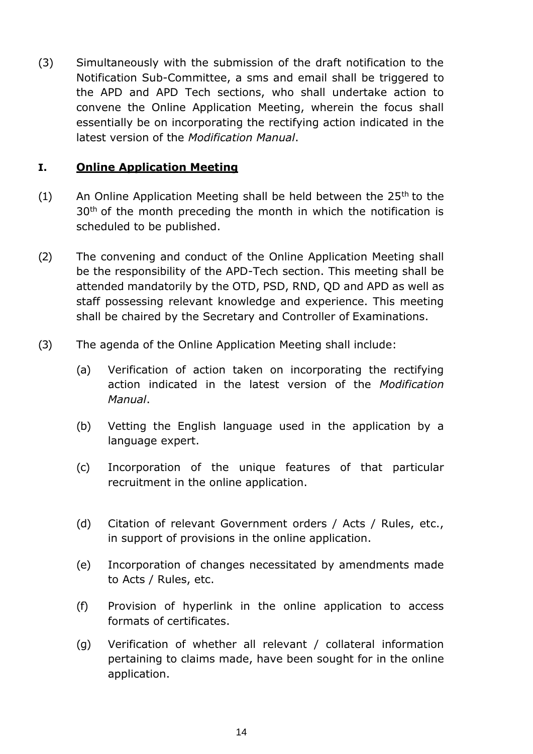(3) Simultaneously with the submission of the draft notification to the Notification Sub-Committee, a sms and email shall be triggered to the APD and APD Tech sections, who shall undertake action to convene the Online Application Meeting, wherein the focus shall essentially be on incorporating the rectifying action indicated in the latest version of the *Modification Manual*.

## I. Online Application Meeting

(1) An Online Application Meeting shall be held between the 25th to the 30th of the month preceding the month in which the notification is scheduled to be published.

(2) The convening and conduct of the Online Application Meeting shall be the responsibility of the APD-Tech section. This meeting shall be attended mandatorily by the OTD, PSD, RND, QD and APD as well as staff possessing relevant knowledge and experience. This meeting shall be chaired by the Secretary and Controller of Examinations.

(3) The agenda of the Online Application Meeting shall include:

(a) Verification of action taken on incorporating the rectifying action indicated in the latest version of the *Modification Manual*.

(b) Vetting the English language used in the application by a language expert.

(c) Incorporation of the unique features of that particular recruitment in the online application.

(d) Citation of relevant Government orders / Acts / Rules, etc., in support of provisions in the online application.

(e) Incorporation of changes necessitated by amendments made to Acts / Rules, etc.

(f) Provision of hyperlink in the online application to access formats of certificates.

(g) Verification of whether all relevant / collateral information pertaining to claims made, have been sought for in the online application.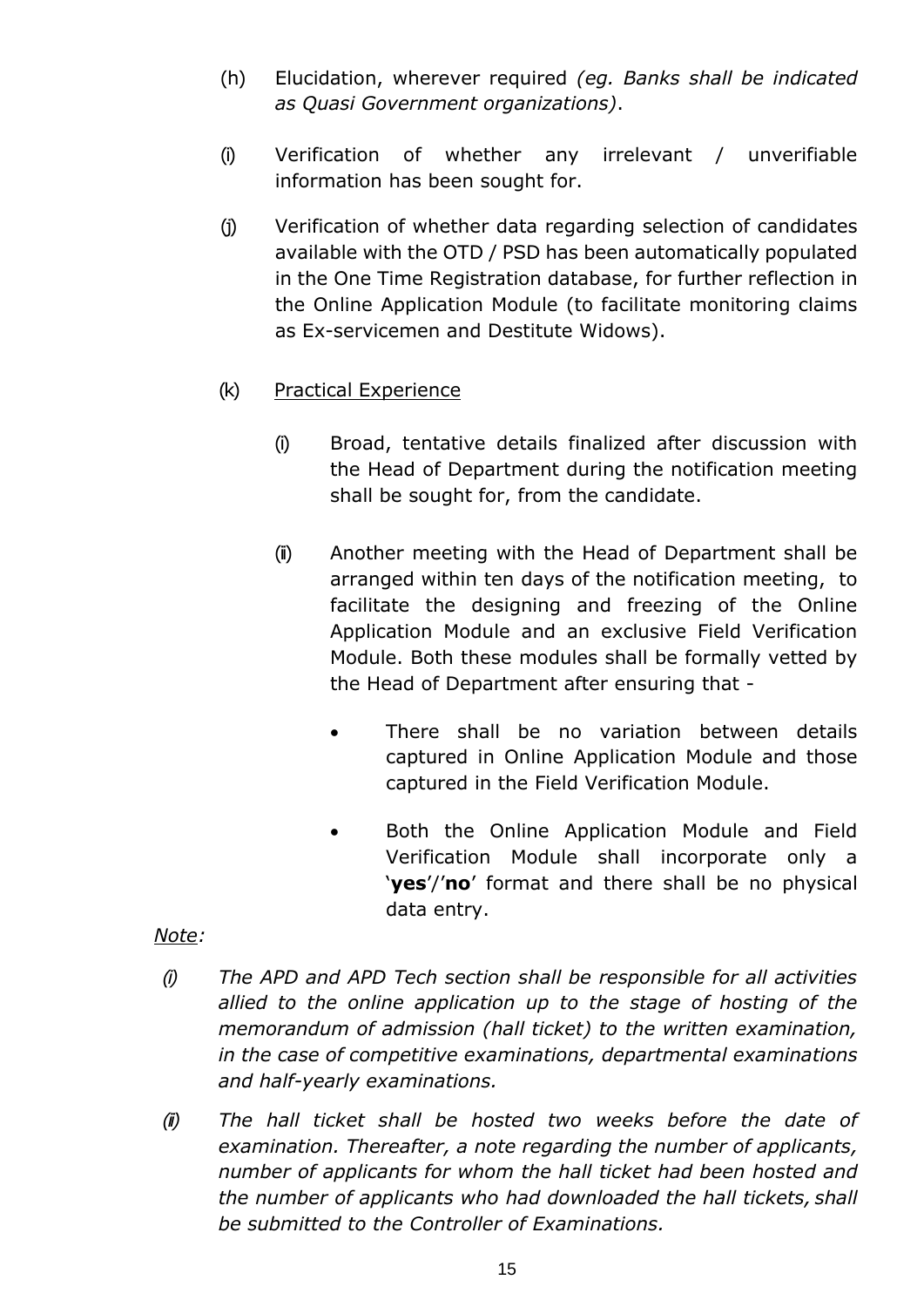(h) Elucidation, wherever required *(eg. Banks shall be indicated as Quasi Government organizations)*.

(i) Verification of whether any irrelevant / unverifiable information has been sought for.

(j) Verification of whether data regarding selection of candidates available with the OTD / PSD has been automatically populated in the One Time Registration database, for further reflection in the Online Application Module (to facilitate monitoring claims as Ex-servicemen and Destitute Widows).

(k) <u>Practical Experience</u>

(i) Broad, tentative details finalized after discussion with the Head of Department during the notification meeting shall be sought for, from the candidate.

(ii) Another meeting with the Head of Department shall be arranged within ten days of the notification meeting, to facilitate the designing and freezing of the Online Application Module and an exclusive Field Verification Module. Both these modules shall be formally vetted by the Head of Department after ensuring that -

- There shall be no variation between details captured in Online Application Module and those captured in the Field Verification Module.
- Both the Online Application Module and Field Verification Module shall incorporate only a '**yes**'/'**no**' format and there shall be no physical data entry.

*<u>Note</u>:*

*(i) The APD and APD Tech section shall be responsible for all activities allied to the online application up to the stage of hosting of the memorandum of admission (hall ticket) to the written examination, in the case of competitive examinations, departmental examinations and half-yearly examinations.*

*(ii) The hall ticket shall be hosted two weeks before the date of examination. Thereafter, a note regarding the number of applicants, number of applicants for whom the hall ticket had been hosted and the number of applicants who had downloaded the hall tickets, shall be submitted to the Controller of Examinations.*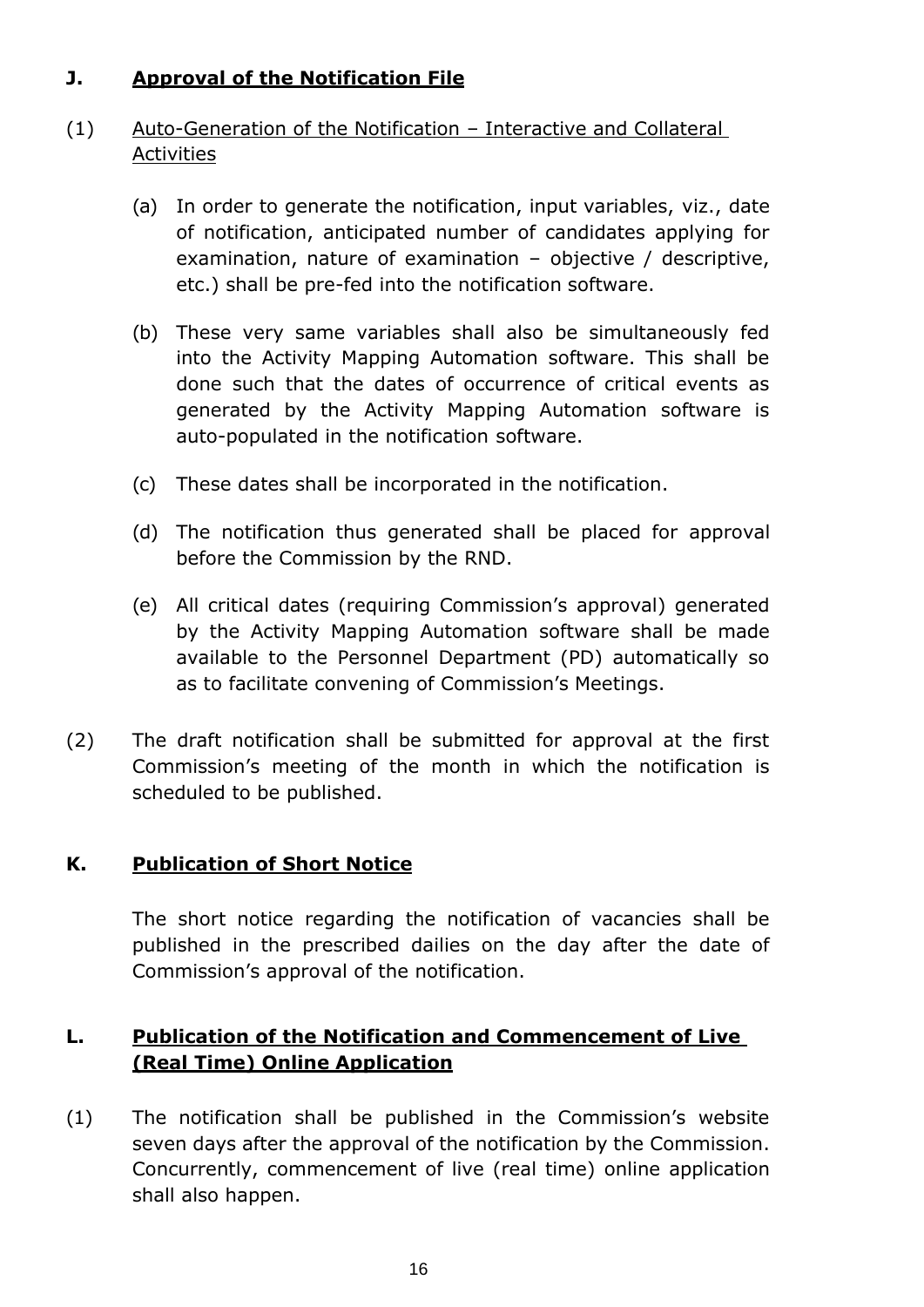## J. Approval of the Notification File

(1) Auto-Generation of the Notification – Interactive and Collateral Activities

(a) In order to generate the notification, input variables, viz., date of notification, anticipated number of candidates applying for examination, nature of examination – objective / descriptive, etc.) shall be pre-fed into the notification software.

(b) These very same variables shall also be simultaneously fed into the Activity Mapping Automation software. This shall be done such that the dates of occurrence of critical events as generated by the Activity Mapping Automation software is auto-populated in the notification software.

(c) These dates shall be incorporated in the notification.

(d) The notification thus generated shall be placed for approval before the Commission by the RND.

(e) All critical dates (requiring Commission's approval) generated by the Activity Mapping Automation software shall be made available to the Personnel Department (PD) automatically so as to facilitate convening of Commission's Meetings.

(2) The draft notification shall be submitted for approval at the first Commission's meeting of the month in which the notification is scheduled to be published.

## K. Publication of Short Notice

The short notice regarding the notification of vacancies shall be published in the prescribed dailies on the day after the date of Commission's approval of the notification.

## L. Publication of the Notification and Commencement of Live (Real Time) Online Application

(1) The notification shall be published in the Commission's website seven days after the approval of the notification by the Commission. Concurrently, commencement of live (real time) online application shall also happen.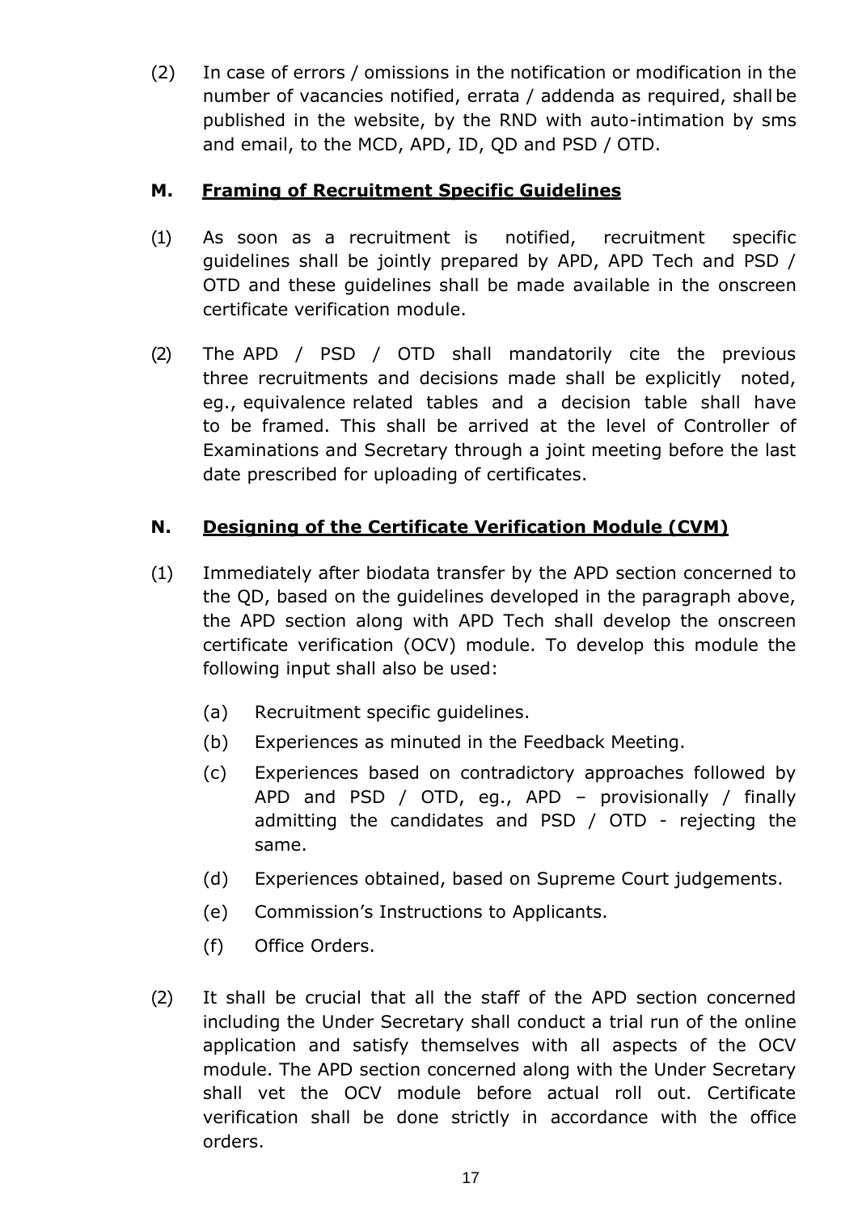(2) In case of errors / omissions in the notification or modification in the number of vacancies notified, errata / addenda as required, shall be published in the website, by the RND with auto-intimation by sms and email, to the MCD, APD, ID, QD and PSD / OTD.

## M. Framing of Recruitment Specific Guidelines

(1) As soon as a recruitment is notified, recruitment specific guidelines shall be jointly prepared by APD, APD Tech and PSD / OTD and these guidelines shall be made available in the onscreen certificate verification module.

(2) The APD / PSD / OTD shall mandatorily cite the previous three recruitments and decisions made shall be explicitly noted, eg., equivalence related tables and a decision table shall have to be framed. This shall be arrived at the level of Controller of Examinations and Secretary through a joint meeting before the last date prescribed for uploading of certificates.

## N. Designing of the Certificate Verification Module (CVM)

(1) Immediately after biodata transfer by the APD section concerned to the QD, based on the guidelines developed in the paragraph above, the APD section along with APD Tech shall develop the onscreen certificate verification (OCV) module. To develop this module the following input shall also be used:

   (a) Recruitment specific guidelines.

   (b) Experiences as minuted in the Feedback Meeting.

   (c) Experiences based on contradictory approaches followed by APD and PSD / OTD, eg., APD – provisionally / finally admitting the candidates and PSD / OTD - rejecting the same.

   (d) Experiences obtained, based on Supreme Court judgements.

   (e) Commission's Instructions to Applicants.

   (f) Office Orders.

(2) It shall be crucial that all the staff of the APD section concerned including the Under Secretary shall conduct a trial run of the online application and satisfy themselves with all aspects of the OCV module. The APD section concerned along with the Under Secretary shall vet the OCV module before actual roll out. Certificate verification shall be done strictly in accordance with the office orders.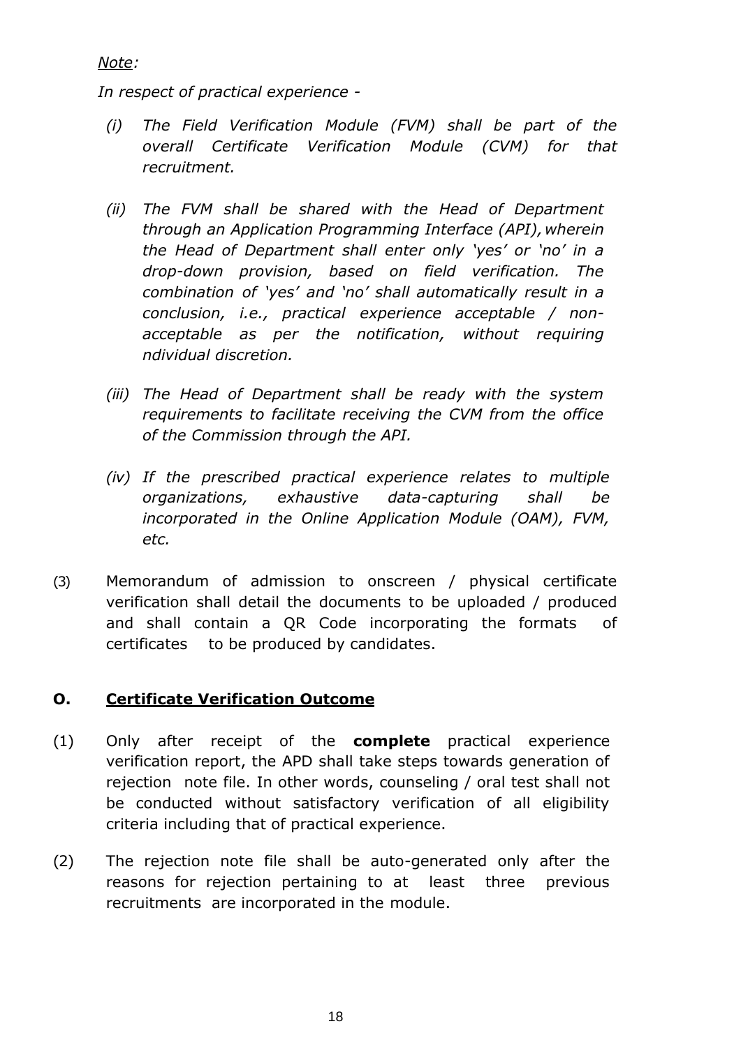*Note:*

*In respect of practical experience -*

*(i) The Field Verification Module (FVM) shall be part of the overall Certificate Verification Module (CVM) for that recruitment.*

*(ii) The FVM shall be shared with the Head of Department through an Application Programming Interface (API), wherein the Head of Department shall enter only 'yes' or 'no' in a drop-down provision, based on field verification. The combination of 'yes' and 'no' shall automatically result in a conclusion, i.e., practical experience acceptable / non-acceptable as per the notification, without requiring ndividual discretion.*

*(iii) The Head of Department shall be ready with the system requirements to facilitate receiving the CVM from the office of the Commission through the API.*

*(iv) If the prescribed practical experience relates to multiple organizations, exhaustive data-capturing shall be incorporated in the Online Application Module (OAM), FVM, etc.*

(3) Memorandum of admission to onscreen / physical certificate verification shall detail the documents to be uploaded / produced and shall contain a QR Code incorporating the formats of certificates to be produced by candidates.

## O. Certificate Verification Outcome

(1) Only after receipt of the **complete** practical experience verification report, the APD shall take steps towards generation of rejection note file. In other words, counseling / oral test shall not be conducted without satisfactory verification of all eligibility criteria including that of practical experience.

(2) The rejection note file shall be auto-generated only after the reasons for rejection pertaining to at least three previous recruitments are incorporated in the module.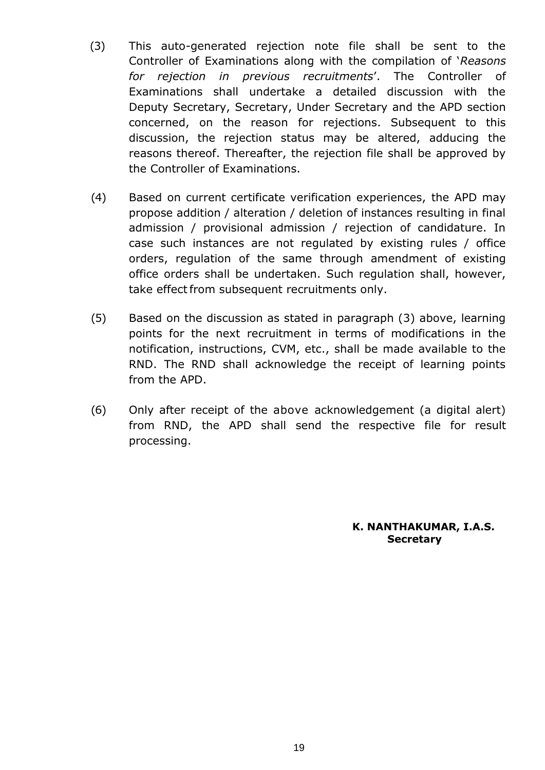(3) This auto-generated rejection note file shall be sent to the Controller of Examinations along with the compilation of '*Reasons for rejection in previous recruitments*'. The Controller of Examinations shall undertake a detailed discussion with the Deputy Secretary, Secretary, Under Secretary and the APD section concerned, on the reason for rejections. Subsequent to this discussion, the rejection status may be altered, adducing the reasons thereof. Thereafter, the rejection file shall be approved by the Controller of Examinations.

(4) Based on current certificate verification experiences, the APD may propose addition / alteration / deletion of instances resulting in final admission / provisional admission / rejection of candidature. In case such instances are not regulated by existing rules / office orders, regulation of the same through amendment of existing office orders shall be undertaken. Such regulation shall, however, take effect from subsequent recruitments only.

(5) Based on the discussion as stated in paragraph (3) above, learning points for the next recruitment in terms of modifications in the notification, instructions, CVM, etc., shall be made available to the RND. The RND shall acknowledge the receipt of learning points from the APD.

(6) Only after receipt of the above acknowledgement (a digital alert) from RND, the APD shall send the respective file for result processing.

**K. NANTHAKUMAR, I.A.S.**
**Secretary**